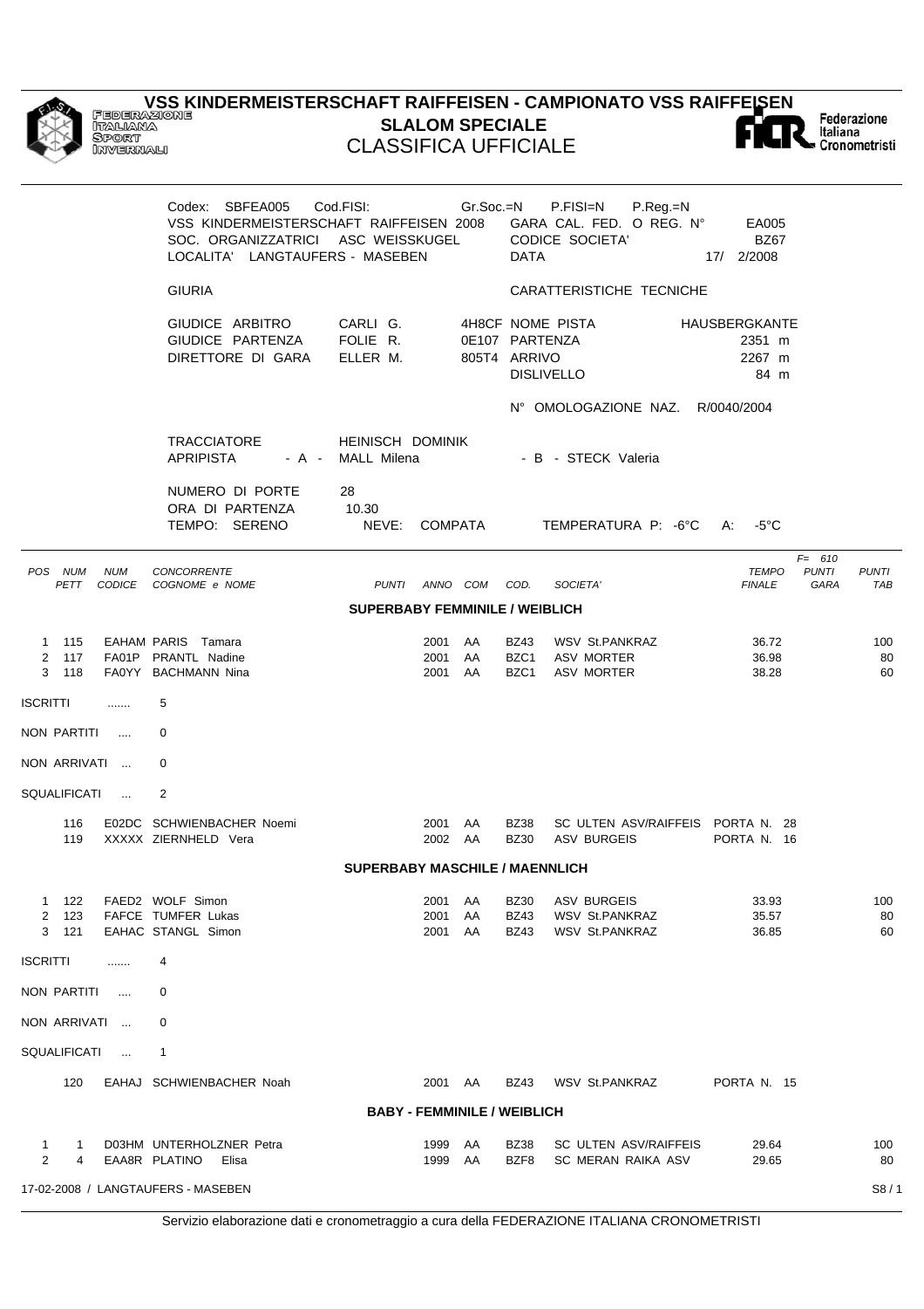# VSS KINDERMEISTERSCHAFT RAIFFEISEN - CAMPIONATO VSS RAIFFEISEN

## SLALOM SPECIALE

## CLASSIFICA UFFICIALE

FEDERAZIONE ITALIANA SPORT INVERNALI — Federazione Italiana Cronometristi

Codex: SBFEA005 Cod.FISI: Gr.Soc.=N P.FISI=N P.Reg.=N

VSS KINDERMEISTERSCHAFT RAIFFEISEN 2008 — GARA CAL. FED. O REG. N° EA005

SOC. ORGANIZZATRICI ASC WEISSKUGEL — CODICE SOCIETA' BZ67

LOCALITA' LANGTAUFERS - MASEBEN — DATA 17/ 2/2008

| GIURIA | | | CARATTERISTICHE TECNICHE | |
|---|---|---|---|---|
| GIUDICE ARBITRO | CARLI G. | 4H8CF | NOME PISTA | HAUSBERGKANTE |
| GIUDICE PARTENZA | FOLIE R. | 0E107 | PARTENZA | 2351 m |
| DIRETTORE DI GARA | ELLER M. | 805T4 | ARRIVO | 2267 m |
| | | | DISLIVELLO | 84 m |
| | | | N° OMOLOGAZIONE NAZ. | R/0040/2004 |

TRACCIATORE: HEINISCH DOMINIK

APRIPISTA - A - MALL Milena - B - STECK Valeria

NUMERO DI PORTE: 28

ORA DI PARTENZA: 10.30

TEMPO: SERENO NEVE: COMPATA TEMPERATURA P: -6°C A: -5°C

| POS | NUM PETT | NUM CODICE | CONCORRENTE COGNOME e NOME | PUNTI | ANNO | COM | COD. | SOCIETA' | TEMPO FINALE | F= 610 PUNTI GARA | PUNTI TAB |
|---|---|---|---|---|---|---|---|---|---|---|---|
| | | | **SUPERBABY FEMMINILE / WEIBLICH** | | | | | | | | |
| 1 | 115 | EAHAM | PARIS Tamara | | 2001 | AA | BZ43 | WSV St.PANKRAZ | 36.72 | | 100 |
| 2 | 117 | FA01P | PRANTL Nadine | | 2001 | AA | BZC1 | ASV MORTER | 36.98 | | 80 |
| 3 | 118 | FA0YY | BACHMANN Nina | | 2001 | AA | BZC1 | ASV MORTER | 38.28 | | 60 |
| ISCRITTI ....... 5 | | | | | | | | | | | |
| NON PARTITI .... 0 | | | | | | | | | | | |
| NON ARRIVATI ... 0 | | | | | | | | | | | |
| SQUALIFICATI ... 2 | | | | | | | | | | | |
| | 116 | E02DC | SCHWIENBACHER Noemi | | 2001 | AA | BZ38 | SC ULTEN ASV/RAIFFEIS | PORTA N. 28 | | |
| | 119 | XXXXX | ZIERNHELD Vera | | 2002 | AA | BZ30 | ASV BURGEIS | PORTA N. 16 | | |
| | | | **SUPERBABY MASCHILE / MAENNLICH** | | | | | | | | |
| 1 | 122 | FAED2 | WOLF Simon | | 2001 | AA | BZ30 | ASV BURGEIS | 33.93 | | 100 |
| 2 | 123 | FAFCE | TUMFER Lukas | | 2001 | AA | BZ43 | WSV St.PANKRAZ | 35.57 | | 80 |
| 3 | 121 | EAHAC | STANGL Simon | | 2001 | AA | BZ43 | WSV St.PANKRAZ | 36.85 | | 60 |
| ISCRITTI ....... 4 | | | | | | | | | | | |
| NON PARTITI .... 0 | | | | | | | | | | | |
| NON ARRIVATI ... 0 | | | | | | | | | | | |
| SQUALIFICATI ... 1 | | | | | | | | | | | |
| | 120 | EAHAJ | SCHWIENBACHER Noah | | 2001 | AA | BZ43 | WSV St.PANKRAZ | PORTA N. 15 | | |
| | | | **BABY - FEMMINILE / WEIBLICH** | | | | | | | | |
| 1 | 1 | D03HM | UNTERHOLZNER Petra | | 1999 | AA | BZ38 | SC ULTEN ASV/RAIFFEIS | 29.64 | | 100 |
| 2 | 4 | EAA8R | PLATINO Elisa | | 1999 | AA | BZF8 | SC MERAN RAIKA ASV | 29.65 | | 80 |

17-02-2008 / LANGTAUFERS - MASEBEN

Servizio elaborazione dati e cronometraggio a cura della FEDERAZIONE ITALIANA CRONOMETRISTI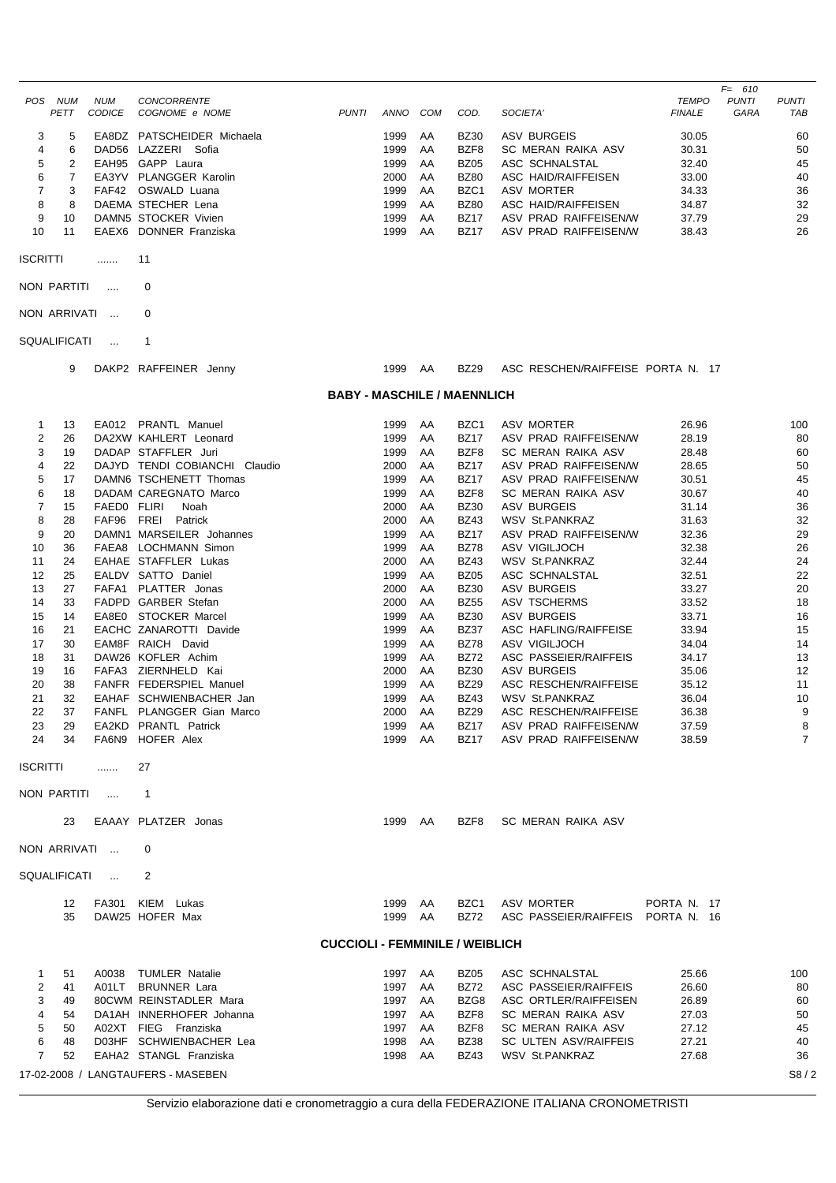| POS | NUM PETT | NUM CODICE | CONCORRENTE COGNOME e NOME | PUNTI | ANNO | COM | COD. | SOCIETA' | TEMPO FINALE | F= 610 PUNTI GARA | PUNTI TAB |
|---|---|---|---|---|---|---|---|---|---|---|---|
| 3 | 5 | EA8DZ | PATSCHEIDER Michaela | | 1999 | AA | BZ30 | ASV BURGEIS | 30.05 | | 60 |
| 4 | 6 | DAD56 | LAZZERI Sofia | | 1999 | AA | BZF8 | SC MERAN RAIKA ASV | 30.31 | | 50 |
| 5 | 2 | EAH95 | GAPP Laura | | 1999 | AA | BZ05 | ASC SCHNALSTAL | 32.40 | | 45 |
| 6 | 7 | EA3YV | PLANGGER Karolin | | 2000 | AA | BZ80 | ASC HAID/RAIFFEISEN | 33.00 | | 40 |
| 7 | 3 | FAF42 | OSWALD Luana | | 1999 | AA | BZC1 | ASV MORTER | 34.33 | | 36 |
| 8 | 8 | DAEMA | STECHER Lena | | 1999 | AA | BZ80 | ASC HAID/RAIFFEISEN | 34.87 | | 32 |
| 9 | 10 | DAMN5 | STOCKER Vivien | | 1999 | AA | BZ17 | ASV PRAD RAIFFEISEN/W | 37.79 | | 29 |
| 10 | 11 | EAEX6 | DONNER Franziska | | 1999 | AA | BZ17 | ASV PRAD RAIFFEISEN/W | 38.43 | | 26 |

ISCRITTI ....... 11

NON PARTITI .... 0

NON ARRIVATI ... 0

SQUALIFICATI ... 1

| | | | | | | | | |
|---|---|---|---|---|---|---|---|---|
| 9 | DAKP2 | RAFFEINER Jenny | 1999 | AA | BZ29 | ASC RESCHEN/RAIFFEISE | PORTA N. 17 | |

## BABY - MASCHILE / MAENNLICH

| POS | NUM PETT | NUM CODICE | CONCORRENTE COGNOME e NOME | PUNTI | ANNO | COM | COD. | SOCIETA' | TEMPO FINALE | PUNTI GARA | PUNTI TAB |
|---|---|---|---|---|---|---|---|---|---|---|---|
| 1 | 13 | EA012 | PRANTL Manuel | | 1999 | AA | BZC1 | ASV MORTER | 26.96 | | 100 |
| 2 | 26 | DA2XW | KAHLERT Leonard | | 1999 | AA | BZ17 | ASV PRAD RAIFFEISEN/W | 28.19 | | 80 |
| 3 | 19 | DADAP | STAFFLER Juri | | 1999 | AA | BZF8 | SC MERAN RAIKA ASV | 28.48 | | 60 |
| 4 | 22 | DAJYD | TENDI COBIANCHI Claudio | | 2000 | AA | BZ17 | ASV PRAD RAIFFEISEN/W | 28.65 | | 50 |
| 5 | 17 | DAMN6 | TSCHENETT Thomas | | 1999 | AA | BZ17 | ASV PRAD RAIFFEISEN/W | 30.51 | | 45 |
| 6 | 18 | DADAM | CAREGNATO Marco | | 1999 | AA | BZF8 | SC MERAN RAIKA ASV | 30.67 | | 40 |
| 7 | 15 | FAED0 | FLIRI Noah | | 2000 | AA | BZ30 | ASV BURGEIS | 31.14 | | 36 |
| 8 | 28 | FAF96 | FREI Patrick | | 2000 | AA | BZ43 | WSV St.PANKRAZ | 31.63 | | 32 |
| 9 | 20 | DAMN1 | MARSEILER Johannes | | 1999 | AA | BZ17 | ASV PRAD RAIFFEISEN/W | 32.36 | | 29 |
| 10 | 36 | FAEA8 | LOCHMANN Simon | | 1999 | AA | BZ78 | ASV VIGILJOCH | 32.38 | | 26 |
| 11 | 24 | EAHAE | STAFFLER Lukas | | 2000 | AA | BZ43 | WSV St.PANKRAZ | 32.44 | | 24 |
| 12 | 25 | EALDV | SATTO Daniel | | 1999 | AA | BZ05 | ASC SCHNALSTAL | 32.51 | | 22 |
| 13 | 27 | FAFA1 | PLATTER Jonas | | 2000 | AA | BZ30 | ASV BURGEIS | 33.27 | | 20 |
| 14 | 33 | FADPD | GARBER Stefan | | 2000 | AA | BZ55 | ASV TSCHERMS | 33.52 | | 18 |
| 15 | 14 | EA8E0 | STOCKER Marcel | | 1999 | AA | BZ30 | ASV BURGEIS | 33.71 | | 16 |
| 16 | 21 | EACHC | ZANAROTTI Davide | | 1999 | AA | BZ37 | ASC HAFLING/RAIFFEISE | 33.94 | | 15 |
| 17 | 30 | EAM8F | RAICH David | | 1999 | AA | BZ78 | ASV VIGILJOCH | 34.04 | | 14 |
| 18 | 31 | DAW26 | KOFLER Achim | | 1999 | AA | BZ72 | ASC PASSEIER/RAIFFEIS | 34.17 | | 13 |
| 19 | 16 | FAFA3 | ZIERNHELD Kai | | 2000 | AA | BZ30 | ASV BURGEIS | 35.06 | | 12 |
| 20 | 38 | FANFR | FEDERSPIEL Manuel | | 1999 | AA | BZ29 | ASC RESCHEN/RAIFFEISE | 35.12 | | 11 |
| 21 | 32 | EAHAF | SCHWIENBACHER Jan | | 1999 | AA | BZ43 | WSV St.PANKRAZ | 36.04 | | 10 |
| 22 | 37 | FANFL | PLANGGER Gian Marco | | 2000 | AA | BZ29 | ASC RESCHEN/RAIFFEISE | 36.38 | | 9 |
| 23 | 29 | EA2KD | PRANTL Patrick | | 1999 | AA | BZ17 | ASV PRAD RAIFFEISEN/W | 37.59 | | 8 |
| 24 | 34 | FA6N9 | HOFER Alex | | 1999 | AA | BZ17 | ASV PRAD RAIFFEISEN/W | 38.59 | | 7 |

ISCRITTI ....... 27

NON PARTITI .... 1

| | | | | | | | |
|---|---|---|---|---|---|---|---|
| 23 | EAAAY | PLATZER Jonas | 1999 | AA | BZF8 | SC MERAN RAIKA ASV | |

NON ARRIVATI ... 0

SQUALIFICATI ... 2

| | | | | | | | |
|---|---|---|---|---|---|---|---|
| 12 | FA301 | KIEM Lukas | 1999 | AA | BZC1 | ASV MORTER | PORTA N. 17 |
| 35 | DAW25 | HOFER Max | 1999 | AA | BZ72 | ASC PASSEIER/RAIFFEIS | PORTA N. 16 |

## CUCCIOLI - FEMMINILE / WEIBLICH

| POS | NUM PETT | NUM CODICE | CONCORRENTE COGNOME e NOME | PUNTI | ANNO | COM | COD. | SOCIETA' | TEMPO FINALE | PUNTI GARA | PUNTI TAB |
|---|---|---|---|---|---|---|---|---|---|---|---|
| 1 | 51 | A0038 | TUMLER Natalie | | 1997 | AA | BZ05 | ASC SCHNALSTAL | 25.66 | | 100 |
| 2 | 41 | A01LT | BRUNNER Lara | | 1997 | AA | BZ72 | ASC PASSEIER/RAIFFEIS | 26.60 | | 80 |
| 3 | 49 | 80CWM | REINSTADLER Mara | | 1997 | AA | BZG8 | ASC ORTLER/RAIFFEISEN | 26.89 | | 60 |
| 4 | 54 | DA1AH | INNERHOFER Johanna | | 1997 | AA | BZF8 | SC MERAN RAIKA ASV | 27.03 | | 50 |
| 5 | 50 | A02XT | FIEG Franziska | | 1997 | AA | BZF8 | SC MERAN RAIKA ASV | 27.12 | | 45 |
| 6 | 48 | D03HF | SCHWIENBACHER Lea | | 1998 | AA | BZ38 | SC ULTEN ASV/RAIFFEIS | 27.21 | | 40 |
| 7 | 52 | EAHA2 | STANGL Franziska | | 1998 | AA | BZ43 | WSV St.PANKRAZ | 27.68 | | 36 |

17-02-2008 / LANGTAUFERS - MASEBEN

Servizio elaborazione dati e cronometraggio a cura della FEDERAZIONE ITALIANA CRONOMETRISTI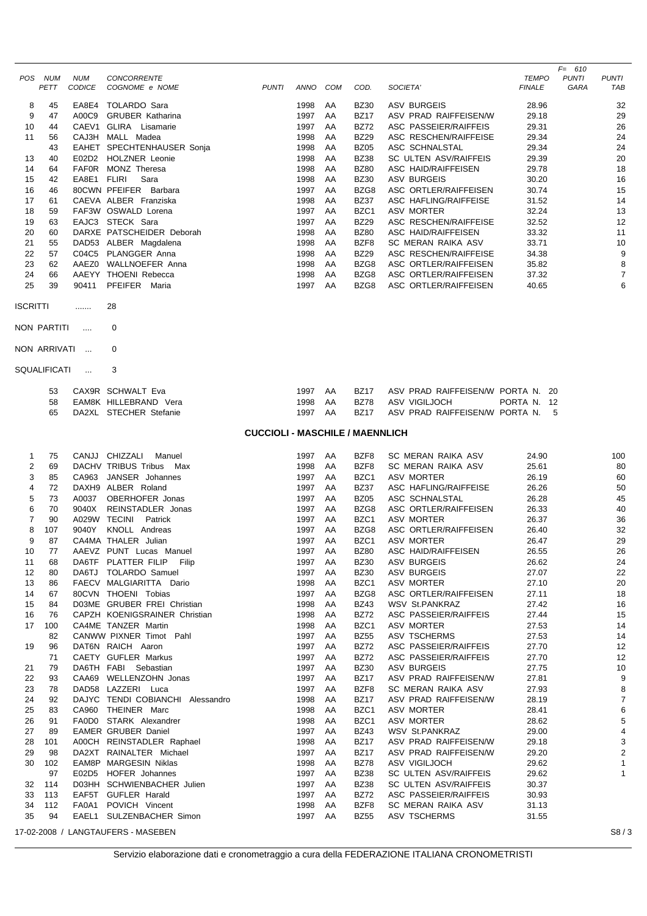| POS | NUM PETT | NUM CODICE | CONCORRENTE COGNOME e NOME | PUNTI | ANNO | COM | COD. | SOCIETA' | TEMPO FINALE | F= 610 PUNTI GARA | PUNTI TAB |
|---|---|---|---|---|---|---|---|---|---|---|---|
| 8 | 45 | EA8E4 | TOLARDO Sara | | 1998 | AA | BZ30 | ASV BURGEIS | 28.96 | | 32 |
| 9 | 47 | A00C9 | GRUBER Katharina | | 1997 | AA | BZ17 | ASV PRAD RAIFFEISEN/W | 29.18 | | 29 |
| 10 | 44 | CAEV1 | GLIRA Lisamarie | | 1997 | AA | BZ72 | ASC PASSEIER/RAIFFEIS | 29.31 | | 26 |
| 11 | 56 | CAJ3H | MALL Madea | | 1998 | AA | BZ29 | ASC RESCHEN/RAIFFEISE | 29.34 | | 24 |
| | 43 | EAHET | SPECHTENHAUSER Sonja | | 1998 | AA | BZ05 | ASC SCHNALSTAL | 29.34 | | 24 |
| 13 | 40 | E02D2 | HOLZNER Leonie | | 1998 | AA | BZ38 | SC ULTEN ASV/RAIFFEIS | 29.39 | | 20 |
| 14 | 64 | FAF0R | MONZ Theresa | | 1998 | AA | BZ80 | ASC HAID/RAIFFEISEN | 29.78 | | 18 |
| 15 | 42 | EA8E1 | FLIRI Sara | | 1998 | AA | BZ30 | ASV BURGEIS | 30.20 | | 16 |
| 16 | 46 | 80CWN | PFEIFER Barbara | | 1997 | AA | BZG8 | ASC ORTLER/RAIFFEISEN | 30.74 | | 15 |
| 17 | 61 | CAEVA | ALBER Franziska | | 1998 | AA | BZ37 | ASC HAFLING/RAIFFEISE | 31.52 | | 14 |
| 18 | 59 | FAF3W | OSWALD Lorena | | 1997 | AA | BZC1 | ASV MORTER | 32.24 | | 13 |
| 19 | 63 | EAJC3 | STECK Sara | | 1997 | AA | BZ29 | ASC RESCHEN/RAIFFEISE | 32.52 | | 12 |
| 20 | 60 | DARXE | PATSCHEIDER Deborah | | 1998 | AA | BZ80 | ASC HAID/RAIFFEISEN | 33.32 | | 11 |
| 21 | 55 | DAD53 | ALBER Magdalena | | 1998 | AA | BZF8 | SC MERAN RAIKA ASV | 33.71 | | 10 |
| 22 | 57 | C04C5 | PLANGGER Anna | | 1998 | AA | BZ29 | ASC RESCHEN/RAIFFEISE | 34.38 | | 9 |
| 23 | 62 | AAEZ0 | WALLNOEFER Anna | | 1998 | AA | BZG8 | ASC ORTLER/RAIFFEISEN | 35.82 | | 8 |
| 24 | 66 | AAEYY | THOENI Rebecca | | 1998 | AA | BZG8 | ASC ORTLER/RAIFFEISEN | 37.32 | | 7 |
| 25 | 39 | 90411 | PFEIFER Maria | | 1997 | AA | BZG8 | ASC ORTLER/RAIFFEISEN | 40.65 | | 6 |

ISCRITTI ....... 28

NON PARTITI .... 0

NON ARRIVATI ... 0

SQUALIFICATI ... 3

| | | | | | | | |
|---|---|---|---|---|---|---|---|
| 53 | CAX9R | SCHWALT Eva | 1997 | AA | BZ17 | ASV PRAD RAIFFEISEN/W | PORTA N. 20 |
| 58 | EAM8K | HILLEBRAND Vera | 1998 | AA | BZ78 | ASV VIGILJOCH | PORTA N. 12 |
| 65 | DA2XL | STECHER Stefanie | 1997 | AA | BZ17 | ASV PRAD RAIFFEISEN/W | PORTA N. 5 |

## CUCCIOLI - MASCHILE / MAENNLICH

| POS | NUM PETT | NUM CODICE | CONCORRENTE COGNOME e NOME | PUNTI | ANNO | COM | COD. | SOCIETA' | TEMPO FINALE | PUNTI GARA | PUNTI TAB |
|---|---|---|---|---|---|---|---|---|---|---|---|
| 1 | 75 | CANJJ | CHIZZALI Manuel | | 1997 | AA | BZF8 | SC MERAN RAIKA ASV | 24.90 | | 100 |
| 2 | 69 | DACHV | TRIBUS Tribus Max | | 1998 | AA | BZF8 | SC MERAN RAIKA ASV | 25.61 | | 80 |
| 3 | 85 | CA963 | JANSER Johannes | | 1997 | AA | BZC1 | ASV MORTER | 26.19 | | 60 |
| 4 | 72 | DAXH9 | ALBER Roland | | 1997 | AA | BZ37 | ASC HAFLING/RAIFFEISE | 26.26 | | 50 |
| 5 | 73 | A0037 | OBERHOFER Jonas | | 1997 | AA | BZ05 | ASC SCHNALSTAL | 26.28 | | 45 |
| 6 | 70 | 9040X | REINSTADLER Jonas | | 1997 | AA | BZG8 | ASC ORTLER/RAIFFEISEN | 26.33 | | 40 |
| 7 | 90 | A029W | TECINI Patrick | | 1997 | AA | BZC1 | ASV MORTER | 26.37 | | 36 |
| 8 | 107 | 9040Y | KNOLL Andreas | | 1997 | AA | BZG8 | ASC ORTLER/RAIFFEISEN | 26.40 | | 32 |
| 9 | 87 | CA4MA | THALER Julian | | 1997 | AA | BZC1 | ASV MORTER | 26.47 | | 29 |
| 10 | 77 | AAEVZ | PUNT Lucas Manuel | | 1997 | AA | BZ80 | ASC HAID/RAIFFEISEN | 26.55 | | 26 |
| 11 | 68 | DA6TF | PLATTER FILIP Filip | | 1997 | AA | BZ30 | ASV BURGEIS | 26.62 | | 24 |
| 12 | 80 | DA6TJ | TOLARDO Samuel | | 1997 | AA | BZ30 | ASV BURGEIS | 27.07 | | 22 |
| 13 | 86 | FAECV | MALGIARITTA Dario | | 1998 | AA | BZC1 | ASV MORTER | 27.10 | | 20 |
| 14 | 67 | 80CVN | THOENI Tobias | | 1997 | AA | BZG8 | ASC ORTLER/RAIFFEISEN | 27.11 | | 18 |
| 15 | 84 | D03ME | GRUBER FREI Christian | | 1998 | AA | BZ43 | WSV St.PANKRAZ | 27.42 | | 16 |
| 16 | 76 | CAPZH | KOENIGSRAINER Christian | | 1998 | AA | BZ72 | ASC PASSEIER/RAIFFEIS | 27.44 | | 15 |
| 17 | 100 | CA4ME | TANZER Martin | | 1998 | AA | BZC1 | ASV MORTER | 27.53 | | 14 |
| | 82 | CANWW | PIXNER Timot Pahl | | 1997 | AA | BZ55 | ASV TSCHERMS | 27.53 | | 14 |
| 19 | 96 | DAT6N | RAICH Aaron | | 1997 | AA | BZ72 | ASC PASSEIER/RAIFFEIS | 27.70 | | 12 |
| | 71 | CAETY | GUFLER Markus | | 1997 | AA | BZ72 | ASC PASSEIER/RAIFFEIS | 27.70 | | 12 |
| 21 | 79 | DA6TH | FABI Sebastian | | 1997 | AA | BZ30 | ASV BURGEIS | 27.75 | | 10 |
| 22 | 93 | CAA69 | WELLENZOHN Jonas | | 1997 | AA | BZ17 | ASV PRAD RAIFFEISEN/W | 27.81 | | 9 |
| 23 | 78 | DAD58 | LAZZERI Luca | | 1997 | AA | BZF8 | SC MERAN RAIKA ASV | 27.93 | | 8 |
| 24 | 92 | DAJYC | TENDI COBIANCHI Alessandro | | 1998 | AA | BZ17 | ASV PRAD RAIFFEISEN/W | 28.19 | | 7 |
| 25 | 83 | CA960 | THEINER Marc | | 1998 | AA | BZC1 | ASV MORTER | 28.41 | | 6 |
| 26 | 91 | FA0D0 | STARK Alexandrer | | 1998 | AA | BZC1 | ASV MORTER | 28.62 | | 5 |
| 27 | 89 | EAMER | GRUBER Daniel | | 1997 | AA | BZ43 | WSV St.PANKRAZ | 29.00 | | 4 |
| 28 | 101 | A00CH | REINSTADLER Raphael | | 1998 | AA | BZ17 | ASV PRAD RAIFFEISEN/W | 29.18 | | 3 |
| 29 | 98 | DA2XT | RAINALTER Michael | | 1997 | AA | BZ17 | ASV PRAD RAIFFEISEN/W | 29.20 | | 2 |
| 30 | 102 | EAM8P | MARGESIN Niklas | | 1998 | AA | BZ78 | ASV VIGILJOCH | 29.62 | | 1 |
| | 97 | E02D5 | HOFER Johannes | | 1997 | AA | BZ38 | SC ULTEN ASV/RAIFFEIS | 29.62 | | 1 |
| 32 | 114 | D03HH | SCHWIENBACHER Julien | | 1997 | AA | BZ38 | SC ULTEN ASV/RAIFFEIS | 30.37 | | |
| 33 | 113 | EAF5T | GUFLER Harald | | 1997 | AA | BZ72 | ASC PASSEIER/RAIFFEIS | 30.93 | | |
| 34 | 112 | FA0A1 | POVICH Vincent | | 1998 | AA | BZF8 | SC MERAN RAIKA ASV | 31.13 | | |
| 35 | 94 | EAEL1 | SULZENBACHER Simon | | 1997 | AA | BZ55 | ASV TSCHERMS | 31.55 | | |

17-02-2008 / LANGTAUFERS - MASEBEN

Servizio elaborazione dati e cronometraggio a cura della FEDERAZIONE ITALIANA CRONOMETRISTI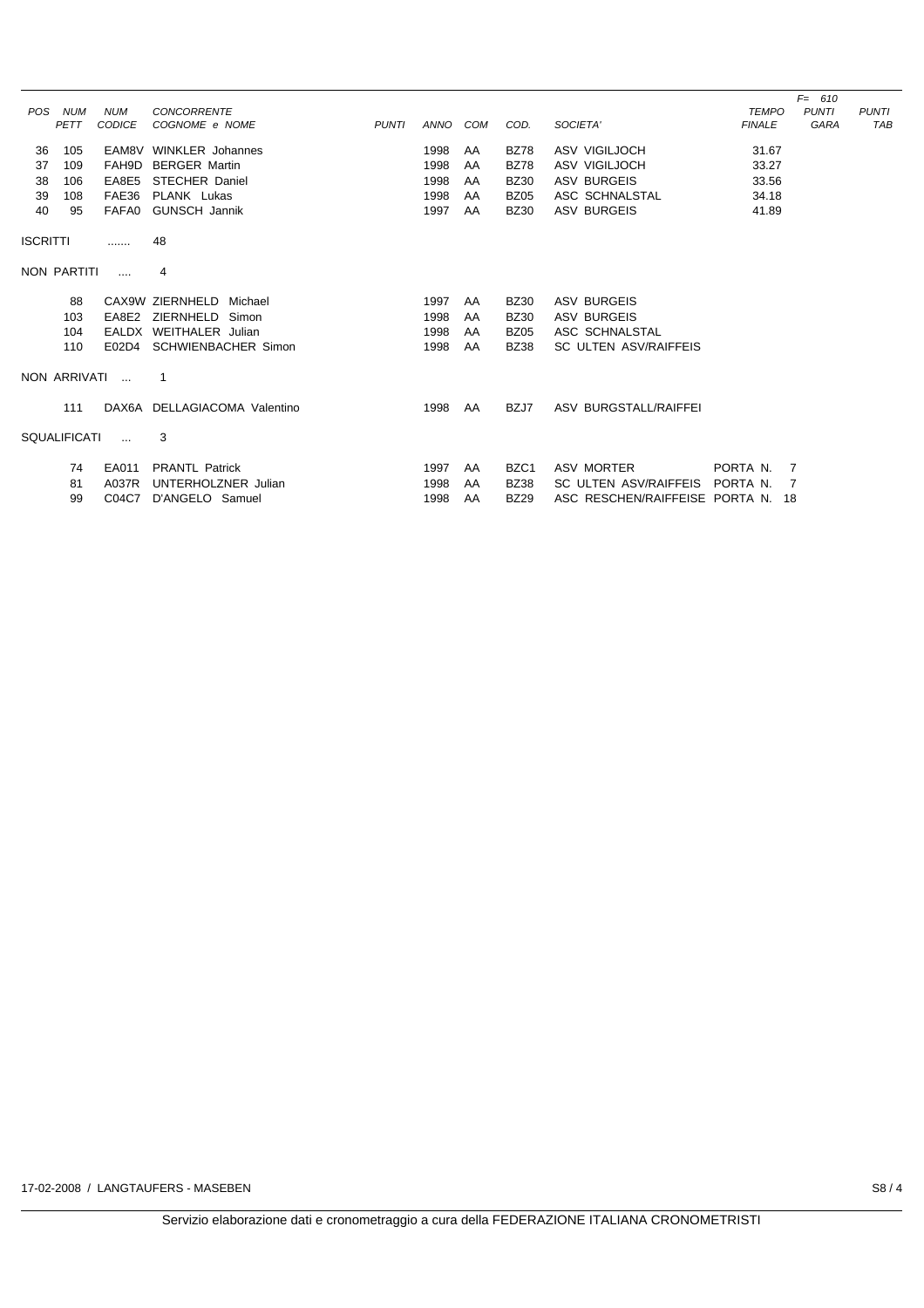| POS | NUM PETT | NUM CODICE | CONCORRENTE COGNOME e NOME | PUNTI | ANNO | COM | COD. | SOCIETA' | TEMPO FINALE | F= 610 PUNTI GARA | PUNTI TAB |
|---|---|---|---|---|---|---|---|---|---|---|---|
| 36 | 105 | EAM8V | WINKLER Johannes | | 1998 | AA | BZ78 | ASV VIGILJOCH | 31.67 | | |
| 37 | 109 | FAH9D | BERGER Martin | | 1998 | AA | BZ78 | ASV VIGILJOCH | 33.27 | | |
| 38 | 106 | EA8E5 | STECHER Daniel | | 1998 | AA | BZ30 | ASV BURGEIS | 33.56 | | |
| 39 | 108 | FAE36 | PLANK Lukas | | 1998 | AA | BZ05 | ASC SCHNALSTAL | 34.18 | | |
| 40 | 95 | FAFA0 | GUNSCH Jannik | | 1997 | AA | BZ30 | ASV BURGEIS | 41.89 | | |

ISCRITTI ....... 48

NON PARTITI .... 4

| NUM PETT | NUM CODICE | COGNOME e NOME | ANNO | COM | COD. | SOCIETA' |
|---|---|---|---|---|---|---|
| 88 | CAX9W | ZIERNHELD Michael | 1997 | AA | BZ30 | ASV BURGEIS |
| 103 | EA8E2 | ZIERNHELD Simon | 1998 | AA | BZ30 | ASV BURGEIS |
| 104 | EALDX | WEITHALER Julian | 1998 | AA | BZ05 | ASC SCHNALSTAL |
| 110 | E02D4 | SCHWIENBACHER Simon | 1998 | AA | BZ38 | SC ULTEN ASV/RAIFFEIS |

NON ARRIVATI ... 1

| NUM PETT | NUM CODICE | COGNOME e NOME | ANNO | COM | COD. | SOCIETA' |
|---|---|---|---|---|---|---|
| 111 | DAX6A | DELLAGIACOMA Valentino | 1998 | AA | BZJ7 | ASV BURGSTALL/RAIFFEI |

SQUALIFICATI ... 3

| NUM PETT | NUM CODICE | COGNOME e NOME | ANNO | COM | COD. | SOCIETA' | | |
|---|---|---|---|---|---|---|---|---|
| 74 | EA011 | PRANTL Patrick | 1997 | AA | BZC1 | ASV MORTER | PORTA N. | 7 |
| 81 | A037R | UNTERHOLZNER Julian | 1998 | AA | BZ38 | SC ULTEN ASV/RAIFFEIS | PORTA N. | 7 |
| 99 | C04C7 | D'ANGELO Samuel | 1998 | AA | BZ29 | ASC RESCHEN/RAIFFEISE | PORTA N. | 18 |

17-02-2008 / LANGTAUFERS - MASEBEN

Servizio elaborazione dati e cronometraggio a cura della FEDERAZIONE ITALIANA CRONOMETRISTI